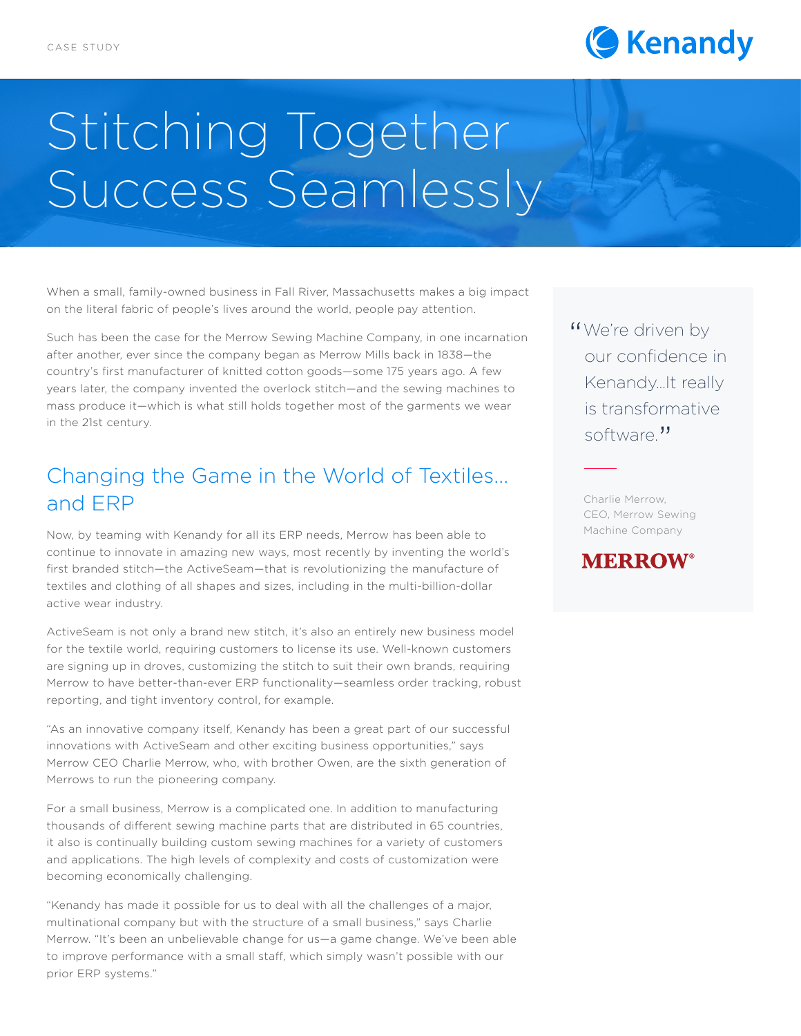CASE STUDY

Kenandy

# Stitching Together Success Seamlessly

When a small, family-owned business in Fall River, Massachusetts makes a big impact on the literal fabric of people's lives around the world, people pay attention.

Such has been the case for the Merrow Sewing Machine Company, in one incarnation after another, ever since the company began as Merrow Mills back in 1838—the country's first manufacturer of knitted cotton goods—some 175 years ago. A few years later, the company invented the overlock stitch—and the sewing machines to mass produce it—which is what still holds together most of the garments we wear in the 21st century.

> "We're driven by our confidence in Kenandy...It really is transformative software."
>
> Charlie Merrow, CEO, Merrow Sewing Machine Company
>
> MERROW®

## Changing the Game in the World of Textiles... and ERP

Now, by teaming with Kenandy for all its ERP needs, Merrow has been able to continue to innovate in amazing new ways, most recently by inventing the world's first branded stitch—the ActiveSeam—that is revolutionizing the manufacture of textiles and clothing of all shapes and sizes, including in the multi-billion-dollar active wear industry.

ActiveSeam is not only a brand new stitch, it's also an entirely new business model for the textile world, requiring customers to license its use. Well-known customers are signing up in droves, customizing the stitch to suit their own brands, requiring Merrow to have better-than-ever ERP functionality—seamless order tracking, robust reporting, and tight inventory control, for example.

"As an innovative company itself, Kenandy has been a great part of our successful innovations with ActiveSeam and other exciting business opportunities," says Merrow CEO Charlie Merrow, who, with brother Owen, are the sixth generation of Merrows to run the pioneering company.

For a small business, Merrow is a complicated one. In addition to manufacturing thousands of different sewing machine parts that are distributed in 65 countries, it also is continually building custom sewing machines for a variety of customers and applications. The high levels of complexity and costs of customization were becoming economically challenging.

"Kenandy has made it possible for us to deal with all the challenges of a major, multinational company but with the structure of a small business," says Charlie Merrow. "It's been an unbelievable change for us—a game change. We've been able to improve performance with a small staff, which simply wasn't possible with our prior ERP systems."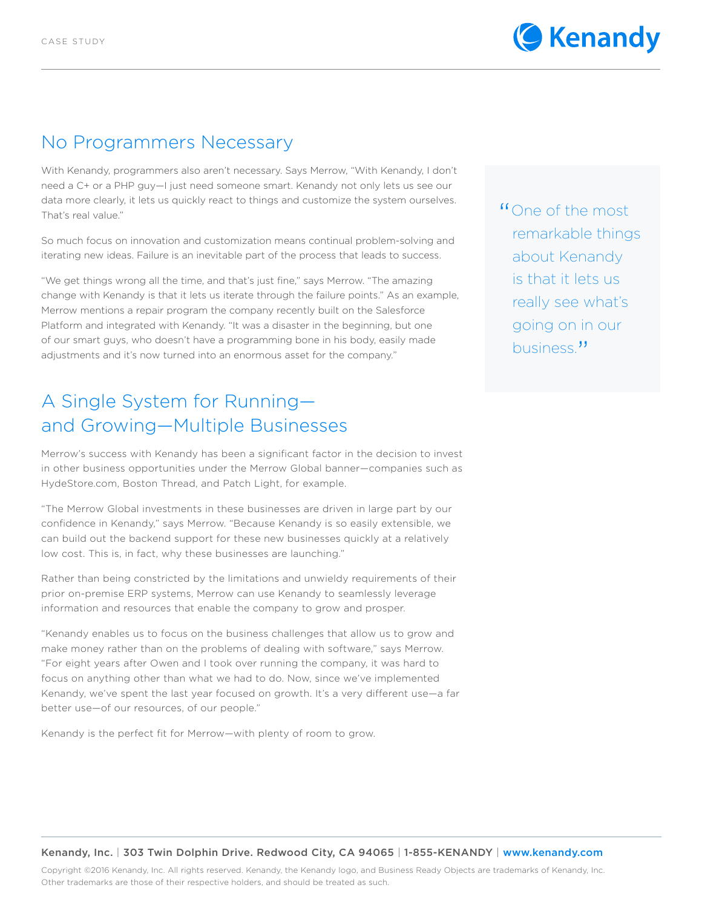## No Programmers Necessary

With Kenandy, programmers also aren't necessary. Says Merrow, "With Kenandy, I don't need a C+ or a PHP guy—I just need someone smart. Kenandy not only lets us see our data more clearly, it lets us quickly react to things and customize the system ourselves. That's real value."

So much focus on innovation and customization means continual problem-solving and iterating new ideas. Failure is an inevitable part of the process that leads to success.

"We get things wrong all the time, and that's just fine," says Merrow. "The amazing change with Kenandy is that it lets us iterate through the failure points." As an example, Merrow mentions a repair program the company recently built on the Salesforce Platform and integrated with Kenandy. "It was a disaster in the beginning, but one of our smart guys, who doesn't have a programming bone in his body, easily made adjustments and it's now turned into an enormous asset for the company."

> "One of the most remarkable things about Kenandy is that it lets us really see what's going on in our business."

## A Single System for Running—and Growing—Multiple Businesses

Merrow's success with Kenandy has been a significant factor in the decision to invest in other business opportunities under the Merrow Global banner—companies such as HydeStore.com, Boston Thread, and Patch Light, for example.

"The Merrow Global investments in these businesses are driven in large part by our confidence in Kenandy," says Merrow. "Because Kenandy is so easily extensible, we can build out the backend support for these new businesses quickly at a relatively low cost. This is, in fact, why these businesses are launching."

Rather than being constricted by the limitations and unwieldy requirements of their prior on-premise ERP systems, Merrow can use Kenandy to seamlessly leverage information and resources that enable the company to grow and prosper.

"Kenandy enables us to focus on the business challenges that allow us to grow and make money rather than on the problems of dealing with software," says Merrow. "For eight years after Owen and I took over running the company, it was hard to focus on anything other than what we had to do. Now, since we've implemented Kenandy, we've spent the last year focused on growth. It's a very different use—a far better use—of our resources, of our people."

Kenandy is the perfect fit for Merrow—with plenty of room to grow.

**Kenandy, Inc.** | **303 Twin Dolphin Drive. Redwood City, CA 94065** | **1-855-KENANDY** | **www.kenandy.com**

Copyright ©2016 Kenandy, Inc. All rights reserved. Kenandy, the Kenandy logo, and Business Ready Objects are trademarks of Kenandy, Inc. Other trademarks are those of their respective holders, and should be treated as such.